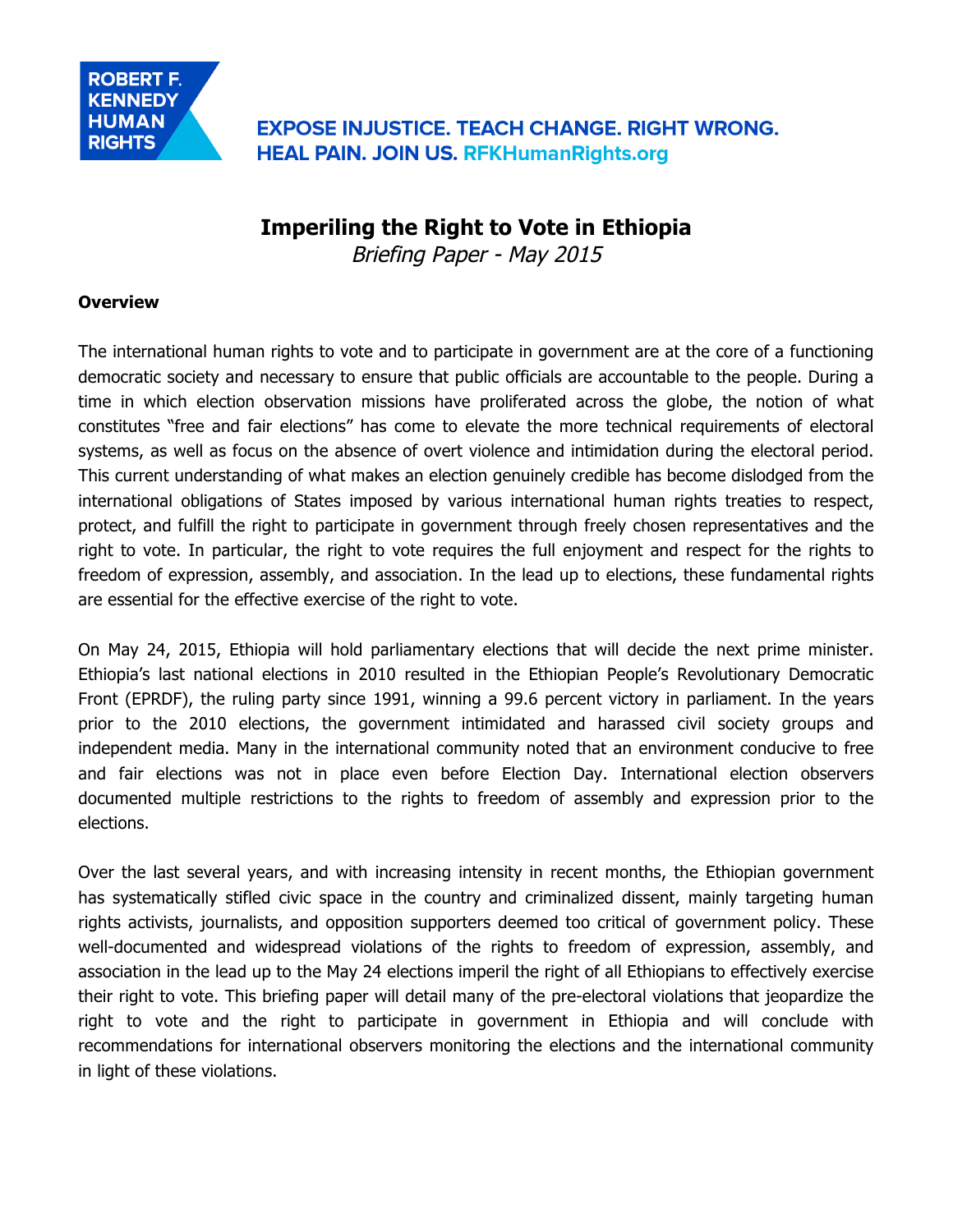ROBERT F. KENNEDY HUMAN RIGHTS

EXPOSE INJUSTICE. TEACH CHANGE. RIGHT WRONG. HEAL PAIN. JOIN US. RFKHumanRights.org

# Imperiling the Right to Vote in Ethiopia

*Briefing Paper - May 2015*

**Overview**

The international human rights to vote and to participate in government are at the core of a functioning democratic society and necessary to ensure that public officials are accountable to the people. During a time in which election observation missions have proliferated across the globe, the notion of what constitutes "free and fair elections" has come to elevate the more technical requirements of electoral systems, as well as focus on the absence of overt violence and intimidation during the electoral period. This current understanding of what makes an election genuinely credible has become dislodged from the international obligations of States imposed by various international human rights treaties to respect, protect, and fulfill the right to participate in government through freely chosen representatives and the right to vote. In particular, the right to vote requires the full enjoyment and respect for the rights to freedom of expression, assembly, and association. In the lead up to elections, these fundamental rights are essential for the effective exercise of the right to vote.

On May 24, 2015, Ethiopia will hold parliamentary elections that will decide the next prime minister. Ethiopia's last national elections in 2010 resulted in the Ethiopian People's Revolutionary Democratic Front (EPRDF), the ruling party since 1991, winning a 99.6 percent victory in parliament. In the years prior to the 2010 elections, the government intimidated and harassed civil society groups and independent media. Many in the international community noted that an environment conducive to free and fair elections was not in place even before Election Day. International election observers documented multiple restrictions to the rights to freedom of assembly and expression prior to the elections.

Over the last several years, and with increasing intensity in recent months, the Ethiopian government has systematically stifled civic space in the country and criminalized dissent, mainly targeting human rights activists, journalists, and opposition supporters deemed too critical of government policy. These well-documented and widespread violations of the rights to freedom of expression, assembly, and association in the lead up to the May 24 elections imperil the right of all Ethiopians to effectively exercise their right to vote. This briefing paper will detail many of the pre-electoral violations that jeopardize the right to vote and the right to participate in government in Ethiopia and will conclude with recommendations for international observers monitoring the elections and the international community in light of these violations.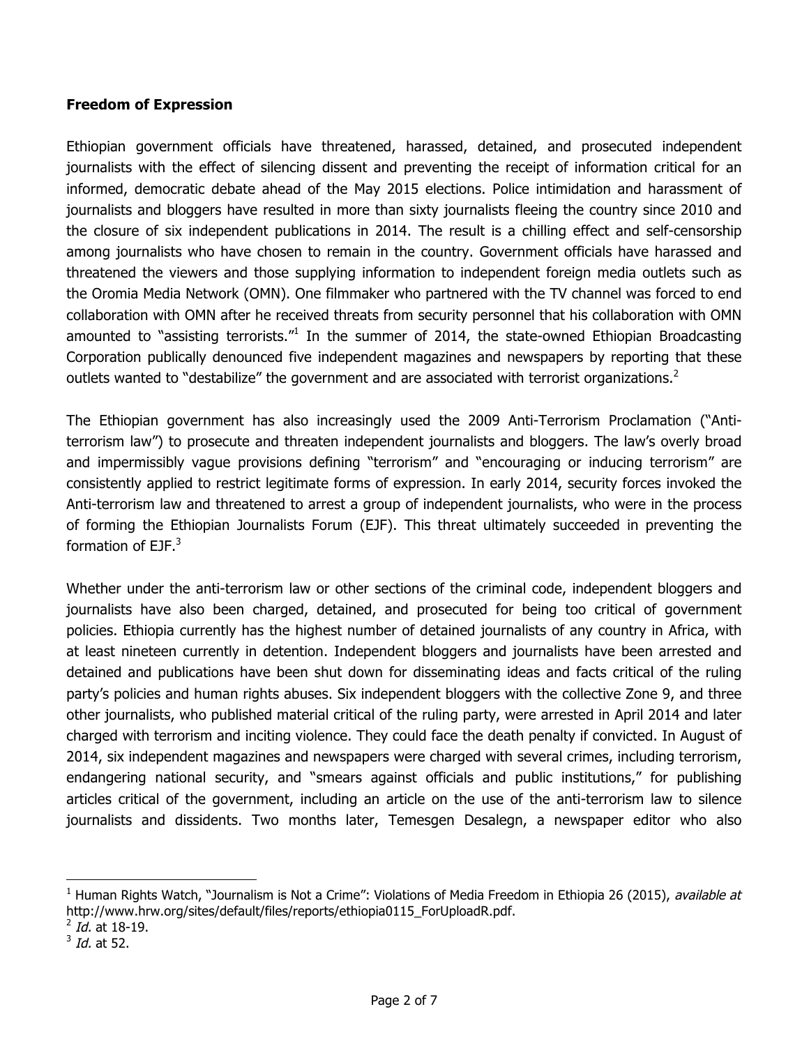**Freedom of Expression**

Ethiopian government officials have threatened, harassed, detained, and prosecuted independent journalists with the effect of silencing dissent and preventing the receipt of information critical for an informed, democratic debate ahead of the May 2015 elections. Police intimidation and harassment of journalists and bloggers have resulted in more than sixty journalists fleeing the country since 2010 and the closure of six independent publications in 2014. The result is a chilling effect and self-censorship among journalists who have chosen to remain in the country. Government officials have harassed and threatened the viewers and those supplying information to independent foreign media outlets such as the Oromia Media Network (OMN). One filmmaker who partnered with the TV channel was forced to end collaboration with OMN after he received threats from security personnel that his collaboration with OMN amounted to "assisting terrorists."[1] In the summer of 2014, the state-owned Ethiopian Broadcasting Corporation publically denounced five independent magazines and newspapers by reporting that these outlets wanted to "destabilize" the government and are associated with terrorist organizations.[2]

The Ethiopian government has also increasingly used the 2009 Anti-Terrorism Proclamation ("Anti-terrorism law") to prosecute and threaten independent journalists and bloggers. The law's overly broad and impermissibly vague provisions defining "terrorism" and "encouraging or inducing terrorism" are consistently applied to restrict legitimate forms of expression. In early 2014, security forces invoked the Anti-terrorism law and threatened to arrest a group of independent journalists, who were in the process of forming the Ethiopian Journalists Forum (EJF). This threat ultimately succeeded in preventing the formation of EJF.[3]

Whether under the anti-terrorism law or other sections of the criminal code, independent bloggers and journalists have also been charged, detained, and prosecuted for being too critical of government policies. Ethiopia currently has the highest number of detained journalists of any country in Africa, with at least nineteen currently in detention. Independent bloggers and journalists have been arrested and detained and publications have been shut down for disseminating ideas and facts critical of the ruling party's policies and human rights abuses. Six independent bloggers with the collective Zone 9, and three other journalists, who published material critical of the ruling party, were arrested in April 2014 and later charged with terrorism and inciting violence. They could face the death penalty if convicted. In August of 2014, six independent magazines and newspapers were charged with several crimes, including terrorism, endangering national security, and "smears against officials and public institutions," for publishing articles critical of the government, including an article on the use of the anti-terrorism law to silence journalists and dissidents. Two months later, Temesgen Desalegn, a newspaper editor who also

---

[1] Human Rights Watch, "Journalism is Not a Crime": Violations of Media Freedom in Ethiopia 26 (2015), *available at* http://www.hrw.org/sites/default/files/reports/ethiopia0115_ForUploadR.pdf.

[2] *Id.* at 18-19.

[3] *Id.* at 52.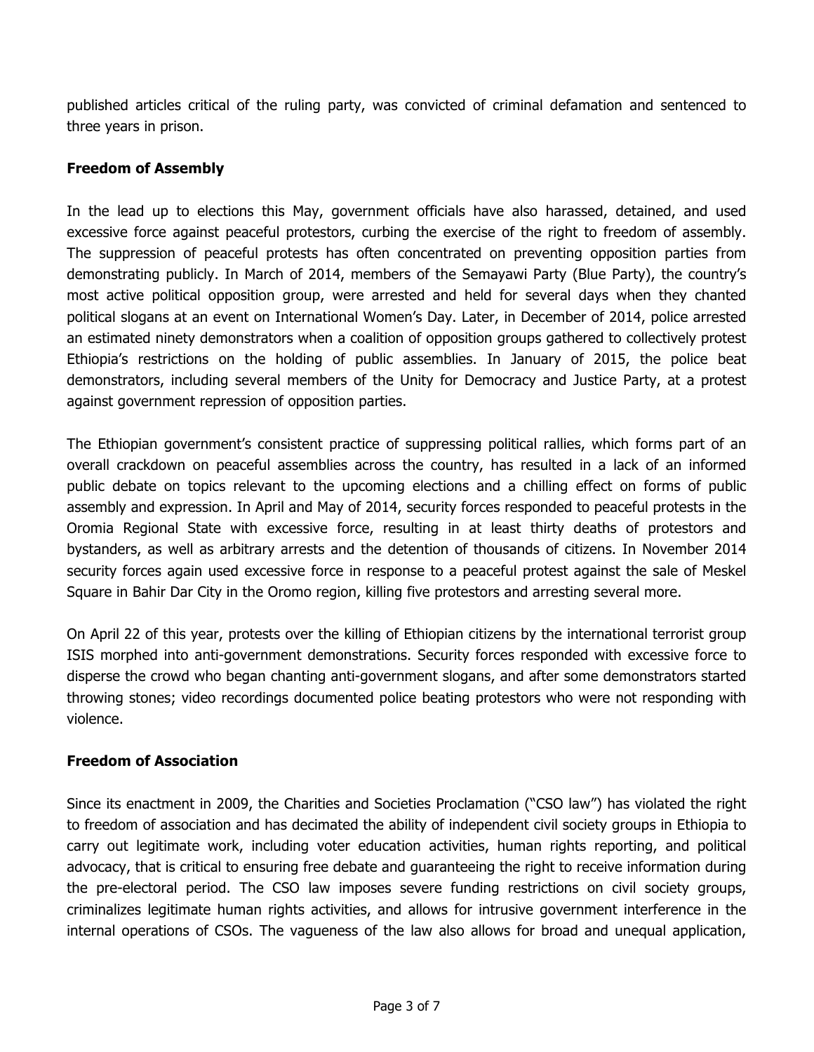published articles critical of the ruling party, was convicted of criminal defamation and sentenced to three years in prison.

**Freedom of Assembly**

In the lead up to elections this May, government officials have also harassed, detained, and used excessive force against peaceful protestors, curbing the exercise of the right to freedom of assembly. The suppression of peaceful protests has often concentrated on preventing opposition parties from demonstrating publicly. In March of 2014, members of the Semayawi Party (Blue Party), the country's most active political opposition group, were arrested and held for several days when they chanted political slogans at an event on International Women's Day. Later, in December of 2014, police arrested an estimated ninety demonstrators when a coalition of opposition groups gathered to collectively protest Ethiopia's restrictions on the holding of public assemblies. In January of 2015, the police beat demonstrators, including several members of the Unity for Democracy and Justice Party, at a protest against government repression of opposition parties.

The Ethiopian government's consistent practice of suppressing political rallies, which forms part of an overall crackdown on peaceful assemblies across the country, has resulted in a lack of an informed public debate on topics relevant to the upcoming elections and a chilling effect on forms of public assembly and expression. In April and May of 2014, security forces responded to peaceful protests in the Oromia Regional State with excessive force, resulting in at least thirty deaths of protestors and bystanders, as well as arbitrary arrests and the detention of thousands of citizens. In November 2014 security forces again used excessive force in response to a peaceful protest against the sale of Meskel Square in Bahir Dar City in the Oromo region, killing five protestors and arresting several more.

On April 22 of this year, protests over the killing of Ethiopian citizens by the international terrorist group ISIS morphed into anti-government demonstrations. Security forces responded with excessive force to disperse the crowd who began chanting anti-government slogans, and after some demonstrators started throwing stones; video recordings documented police beating protestors who were not responding with violence.

**Freedom of Association**

Since its enactment in 2009, the Charities and Societies Proclamation ("CSO law") has violated the right to freedom of association and has decimated the ability of independent civil society groups in Ethiopia to carry out legitimate work, including voter education activities, human rights reporting, and political advocacy, that is critical to ensuring free debate and guaranteeing the right to receive information during the pre-electoral period. The CSO law imposes severe funding restrictions on civil society groups, criminalizes legitimate human rights activities, and allows for intrusive government interference in the internal operations of CSOs. The vagueness of the law also allows for broad and unequal application,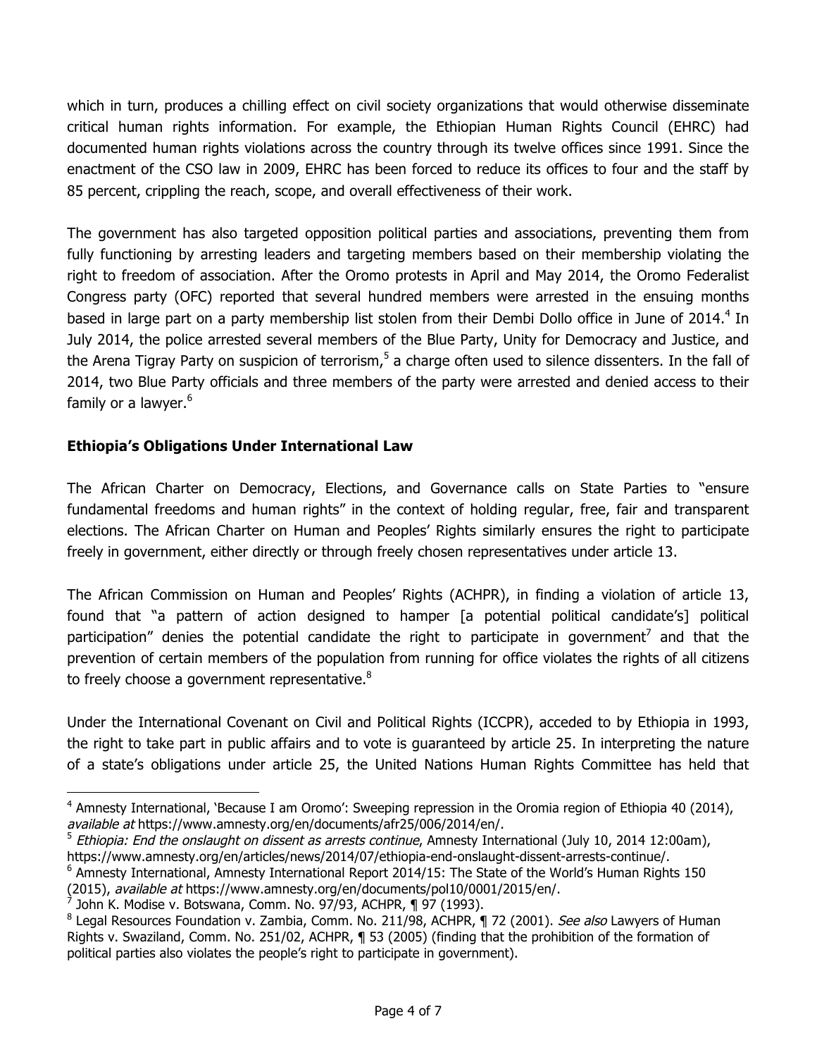which in turn, produces a chilling effect on civil society organizations that would otherwise disseminate critical human rights information. For example, the Ethiopian Human Rights Council (EHRC) had documented human rights violations across the country through its twelve offices since 1991. Since the enactment of the CSO law in 2009, EHRC has been forced to reduce its offices to four and the staff by 85 percent, crippling the reach, scope, and overall effectiveness of their work.

The government has also targeted opposition political parties and associations, preventing them from fully functioning by arresting leaders and targeting members based on their membership violating the right to freedom of association. After the Oromo protests in April and May 2014, the Oromo Federalist Congress party (OFC) reported that several hundred members were arrested in the ensuing months based in large part on a party membership list stolen from their Dembi Dollo office in June of 2014.[4] In July 2014, the police arrested several members of the Blue Party, Unity for Democracy and Justice, and the Arena Tigray Party on suspicion of terrorism,[5] a charge often used to silence dissenters. In the fall of 2014, two Blue Party officials and three members of the party were arrested and denied access to their family or a lawyer.[6]

## Ethiopia's Obligations Under International Law

The African Charter on Democracy, Elections, and Governance calls on State Parties to "ensure fundamental freedoms and human rights" in the context of holding regular, free, fair and transparent elections. The African Charter on Human and Peoples' Rights similarly ensures the right to participate freely in government, either directly or through freely chosen representatives under article 13.

The African Commission on Human and Peoples' Rights (ACHPR), in finding a violation of article 13, found that "a pattern of action designed to hamper [a potential political candidate's] political participation" denies the potential candidate the right to participate in government[7] and that the prevention of certain members of the population from running for office violates the rights of all citizens to freely choose a government representative.[8]

Under the International Covenant on Civil and Political Rights (ICCPR), acceded to by Ethiopia in 1993, the right to take part in public affairs and to vote is guaranteed by article 25. In interpreting the nature of a state's obligations under article 25, the United Nations Human Rights Committee has held that

---

[4] Amnesty International, 'Because I am Oromo': Sweeping repression in the Oromia region of Ethiopia 40 (2014), *available at* https://www.amnesty.org/en/documents/afr25/006/2014/en/.

[5] *Ethiopia: End the onslaught on dissent as arrests continue*, Amnesty International (July 10, 2014 12:00am), https://www.amnesty.org/en/articles/news/2014/07/ethiopia-end-onslaught-dissent-arrests-continue/.

[6] Amnesty International, Amnesty International Report 2014/15: The State of the World's Human Rights 150 (2015), *available at* https://www.amnesty.org/en/documents/pol10/0001/2015/en/.

[7] John K. Modise v. Botswana, Comm. No. 97/93, ACHPR, ¶ 97 (1993).

[8] Legal Resources Foundation v. Zambia, Comm. No. 211/98, ACHPR, ¶ 72 (2001). *See also* Lawyers of Human Rights v. Swaziland, Comm. No. 251/02, ACHPR, ¶ 53 (2005) (finding that the prohibition of the formation of political parties also violates the people's right to participate in government).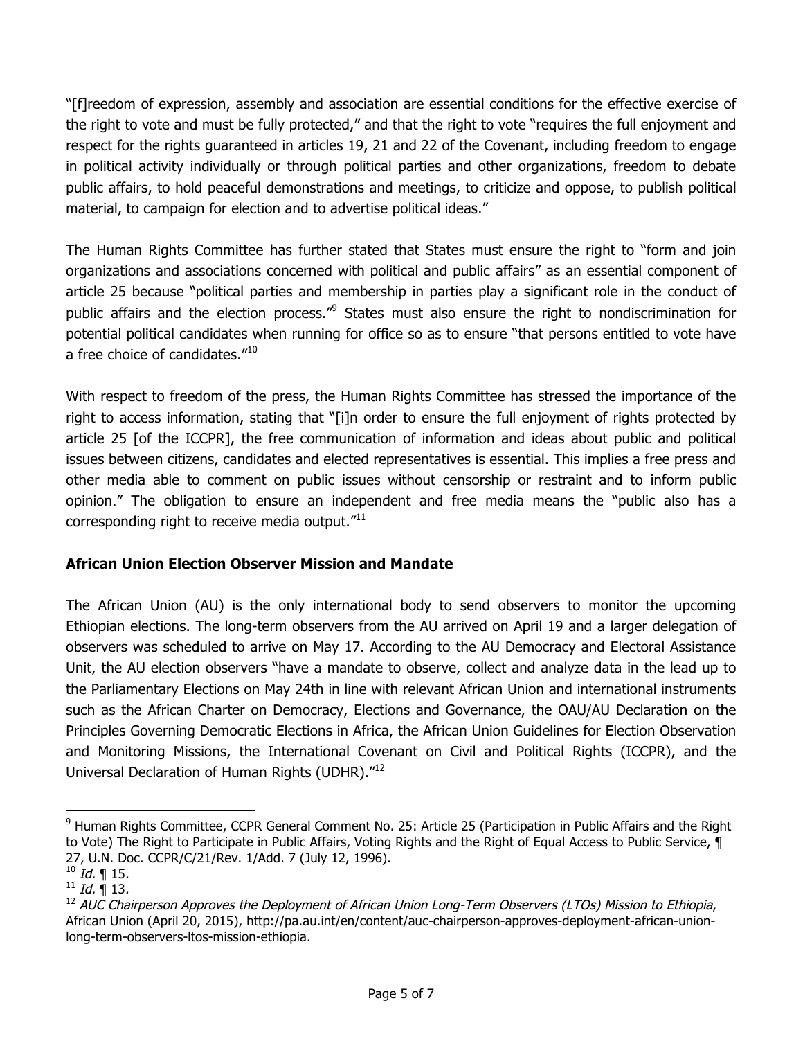"[f]reedom of expression, assembly and association are essential conditions for the effective exercise of the right to vote and must be fully protected," and that the right to vote "requires the full enjoyment and respect for the rights guaranteed in articles 19, 21 and 22 of the Covenant, including freedom to engage in political activity individually or through political parties and other organizations, freedom to debate public affairs, to hold peaceful demonstrations and meetings, to criticize and oppose, to publish political material, to campaign for election and to advertise political ideas."

The Human Rights Committee has further stated that States must ensure the right to "form and join organizations and associations concerned with political and public affairs" as an essential component of article 25 because "political parties and membership in parties play a significant role in the conduct of public affairs and the election process."[9] States must also ensure the right to nondiscrimination for potential political candidates when running for office so as to ensure "that persons entitled to vote have a free choice of candidates."[10]

With respect to freedom of the press, the Human Rights Committee has stressed the importance of the right to access information, stating that "[i]n order to ensure the full enjoyment of rights protected by article 25 [of the ICCPR], the free communication of information and ideas about public and political issues between citizens, candidates and elected representatives is essential. This implies a free press and other media able to comment on public issues without censorship or restraint and to inform public opinion." The obligation to ensure an independent and free media means the "public also has a corresponding right to receive media output."[11]

## African Union Election Observer Mission and Mandate

The African Union (AU) is the only international body to send observers to monitor the upcoming Ethiopian elections. The long-term observers from the AU arrived on April 19 and a larger delegation of observers was scheduled to arrive on May 17. According to the AU Democracy and Electoral Assistance Unit, the AU election observers "have a mandate to observe, collect and analyze data in the lead up to the Parliamentary Elections on May 24th in line with relevant African Union and international instruments such as the African Charter on Democracy, Elections and Governance, the OAU/AU Declaration on the Principles Governing Democratic Elections in Africa, the African Union Guidelines for Election Observation and Monitoring Missions, the International Covenant on Civil and Political Rights (ICCPR), and the Universal Declaration of Human Rights (UDHR)."[12]

---

[9] Human Rights Committee, CCPR General Comment No. 25: Article 25 (Participation in Public Affairs and the Right to Vote) The Right to Participate in Public Affairs, Voting Rights and the Right of Equal Access to Public Service, ¶ 27, U.N. Doc. CCPR/C/21/Rev. 1/Add. 7 (July 12, 1996).

[10] *Id.* ¶ 15.

[11] *Id.* ¶ 13.

[12] *AUC Chairperson Approves the Deployment of African Union Long-Term Observers (LTOs) Mission to Ethiopia*, African Union (April 20, 2015), http://pa.au.int/en/content/auc-chairperson-approves-deployment-african-union-long-term-observers-ltos-mission-ethiopia.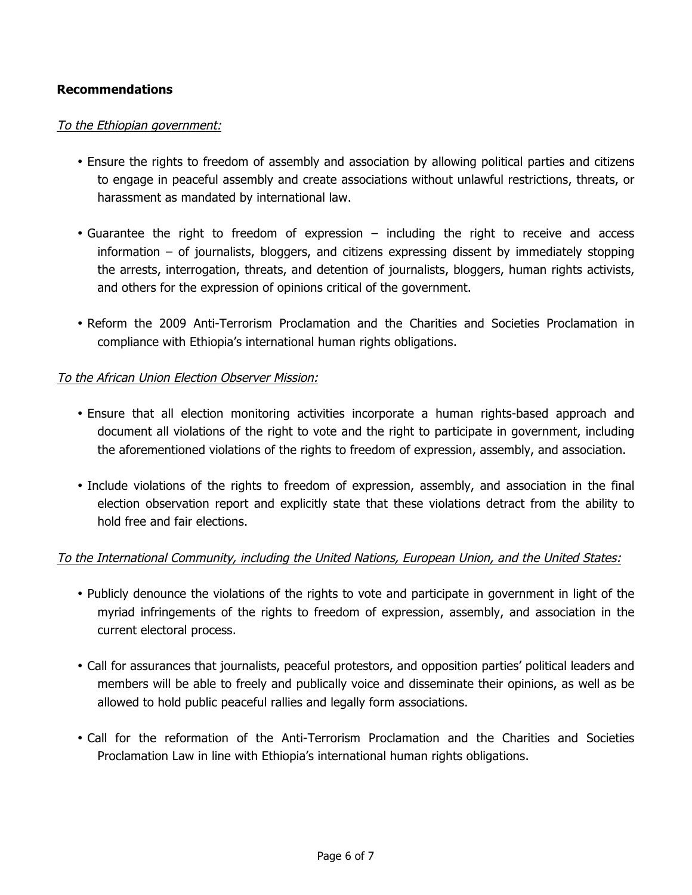**Recommendations**

*To the Ethiopian government:*

- Ensure the rights to freedom of assembly and association by allowing political parties and citizens to engage in peaceful assembly and create associations without unlawful restrictions, threats, or harassment as mandated by international law.

- Guarantee the right to freedom of expression – including the right to receive and access information – of journalists, bloggers, and citizens expressing dissent by immediately stopping the arrests, interrogation, threats, and detention of journalists, bloggers, human rights activists, and others for the expression of opinions critical of the government.

- Reform the 2009 Anti-Terrorism Proclamation and the Charities and Societies Proclamation in compliance with Ethiopia's international human rights obligations.

*To the African Union Election Observer Mission:*

- Ensure that all election monitoring activities incorporate a human rights-based approach and document all violations of the right to vote and the right to participate in government, including the aforementioned violations of the rights to freedom of expression, assembly, and association.

- Include violations of the rights to freedom of expression, assembly, and association in the final election observation report and explicitly state that these violations detract from the ability to hold free and fair elections.

*To the International Community, including the United Nations, European Union, and the United States:*

- Publicly denounce the violations of the rights to vote and participate in government in light of the myriad infringements of the rights to freedom of expression, assembly, and association in the current electoral process.

- Call for assurances that journalists, peaceful protestors, and opposition parties' political leaders and members will be able to freely and publically voice and disseminate their opinions, as well as be allowed to hold public peaceful rallies and legally form associations.

- Call for the reformation of the Anti-Terrorism Proclamation and the Charities and Societies Proclamation Law in line with Ethiopia's international human rights obligations.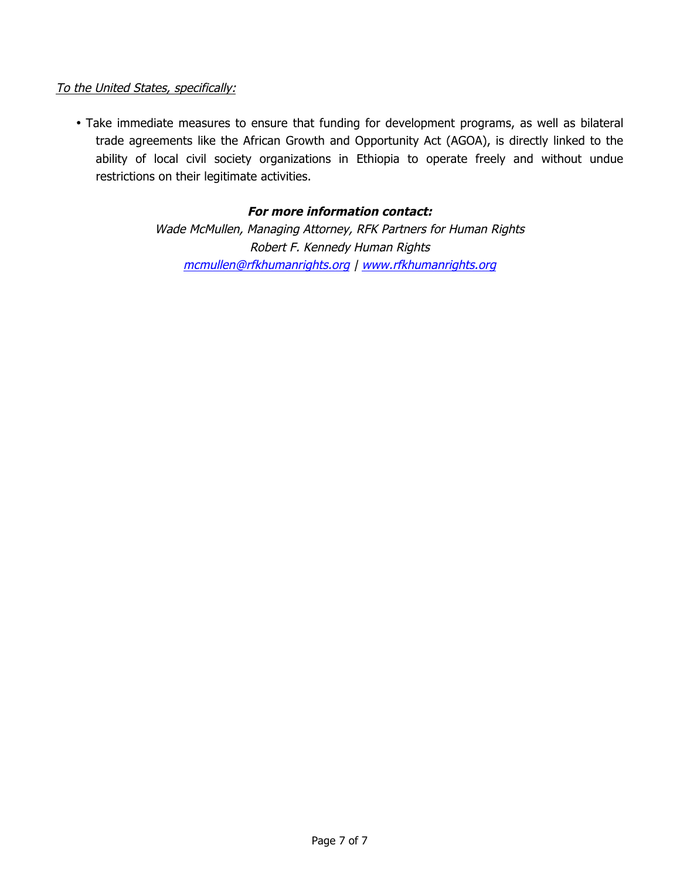*<u>To the United States, specifically:</u>*

- Take immediate measures to ensure that funding for development programs, as well as bilateral trade agreements like the African Growth and Opportunity Act (AGOA), is directly linked to the ability of local civil society organizations in Ethiopia to operate freely and without undue restrictions on their legitimate activities.

***For more information contact:***

*Wade McMullen, Managing Attorney, RFK Partners for Human Rights*
*Robert F. Kennedy Human Rights*
*mcmullen@rfkhumanrights.org | www.rfkhumanrights.org*